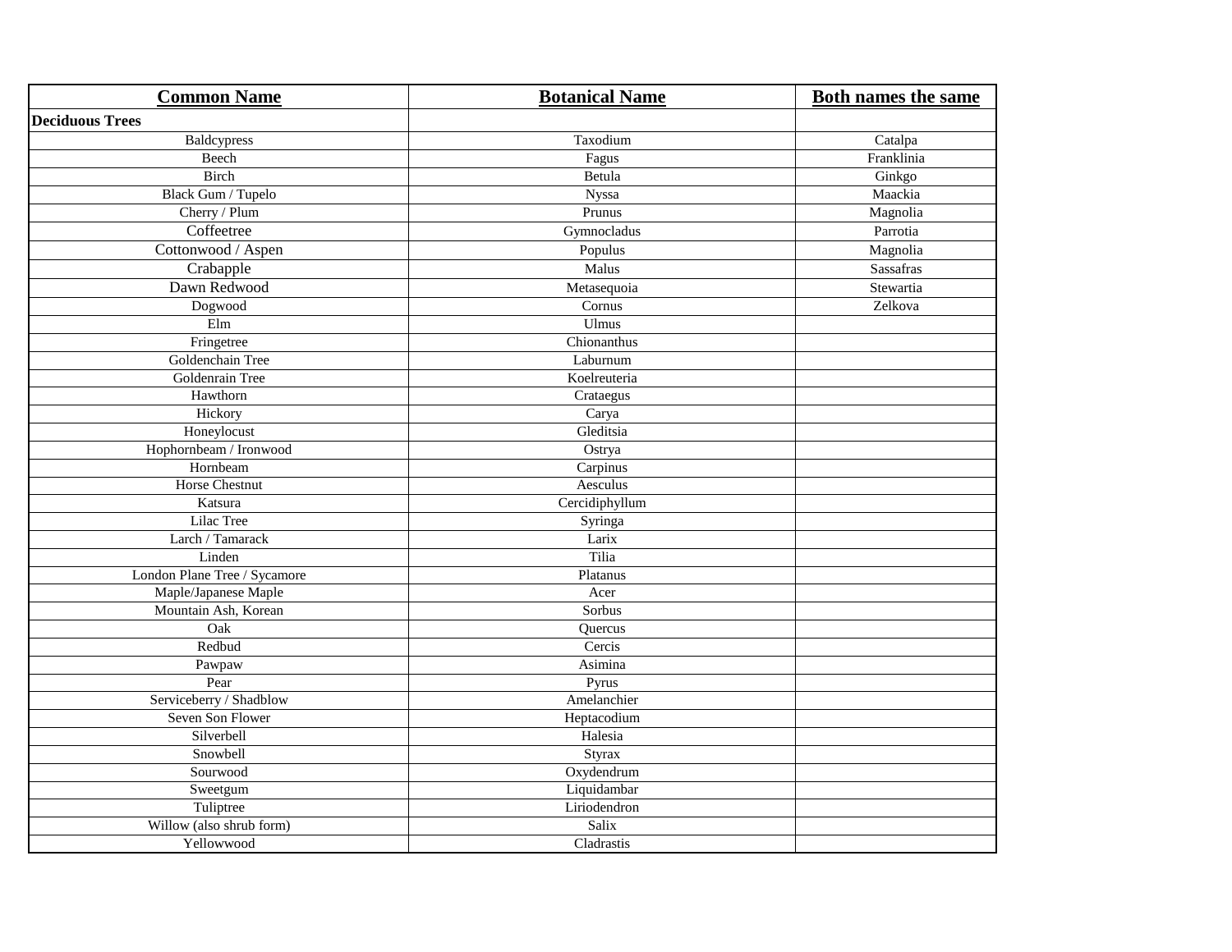| **Common Name** | **Botanical Name** | **Both names the same** |
|---|---|---|
| **Deciduous Trees** | | |
| Baldcypress | Taxodium | Catalpa |
| Beech | Fagus | Franklinia |
| Birch | Betula | Ginkgo |
| Black Gum / Tupelo | Nyssa | Maackia |
| Cherry / Plum | Prunus | Magnolia |
| Coffeetree | Gymnocladus | Parrotia |
| Cottonwood / Aspen | Populus | Magnolia |
| Crabapple | Malus | Sassafras |
| Dawn Redwood | Metasequoia | Stewartia |
| Dogwood | Cornus | Zelkova |
| Elm | Ulmus | |
| Fringetree | Chionanthus | |
| Goldenchain Tree | Laburnum | |
| Goldenrain Tree | Koelreuteria | |
| Hawthorn | Crataegus | |
| Hickory | Carya | |
| Honeylocust | Gleditsia | |
| Hophornbeam / Ironwood | Ostrya | |
| Hornbeam | Carpinus | |
| Horse Chestnut | Aesculus | |
| Katsura | Cercidiphyllum | |
| Lilac Tree | Syringa | |
| Larch / Tamarack | Larix | |
| Linden | Tilia | |
| London Plane Tree / Sycamore | Platanus | |
| Maple/Japanese Maple | Acer | |
| Mountain Ash, Korean | Sorbus | |
| Oak | Quercus | |
| Redbud | Cercis | |
| Pawpaw | Asimina | |
| Pear | Pyrus | |
| Serviceberry / Shadblow | Amelanchier | |
| Seven Son Flower | Heptacodium | |
| Silverbell | Halesia | |
| Snowbell | Styrax | |
| Sourwood | Oxydendrum | |
| Sweetgum | Liquidambar | |
| Tuliptree | Liriodendron | |
| Willow (also shrub form) | Salix | |
| Yellowwood | Cladrastis | |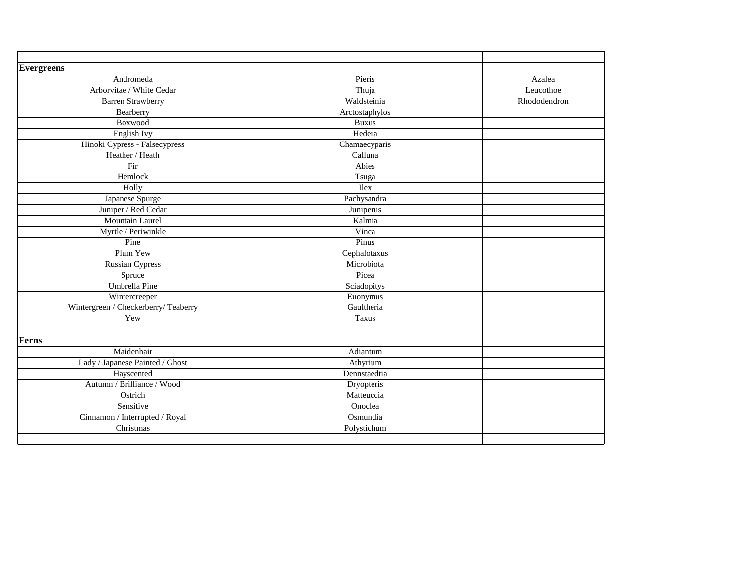| | | |
|---|---|---|
| **Evergreens** | | |
| Andromeda | Pieris | Azalea |
| Arborvitae / White Cedar | Thuja | Leucothoe |
| Barren Strawberry | Waldsteinia | Rhododendron |
| Bearberry | Arctostaphylos | |
| Boxwood | Buxus | |
| English Ivy | Hedera | |
| Hinoki Cypress - Falsecypress | Chamaecyparis | |
| Heather / Heath | Calluna | |
| Fir | Abies | |
| Hemlock | Tsuga | |
| Holly | Ilex | |
| Japanese Spurge | Pachysandra | |
| Juniper / Red Cedar | Juniperus | |
| Mountain Laurel | Kalmia | |
| Myrtle / Periwinkle | Vinca | |
| Pine | Pinus | |
| Plum Yew | Cephalotaxus | |
| Russian Cypress | Microbiota | |
| Spruce | Picea | |
| Umbrella Pine | Sciadopitys | |
| Wintercreeper | Euonymus | |
| Wintergreen / Checkerberry/ Teaberry | Gaultheria | |
| Yew | Taxus | |
| | | |
| **Ferns** | | |
| Maidenhair | Adiantum | |
| Lady / Japanese Painted / Ghost | Athyrium | |
| Hayscented | Dennstaedtia | |
| Autumn / Brilliance / Wood | Dryopteris | |
| Ostrich | Matteuccia | |
| Sensitive | Onoclea | |
| Cinnamon / Interrupted / Royal | Osmundia | |
| Christmas | Polystichum | |
| | | |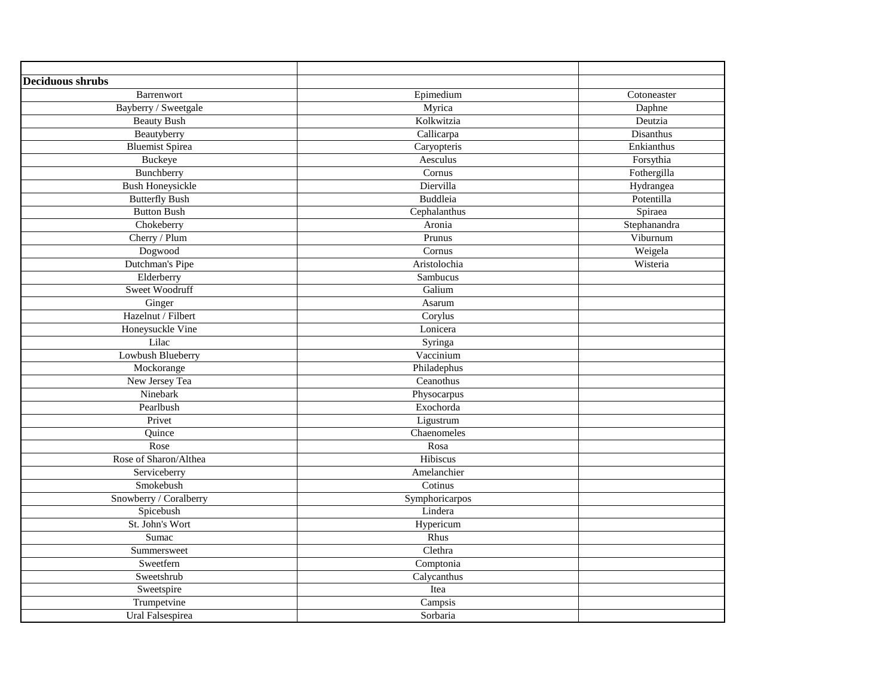| | | |
|---|---|---|
| **Deciduous shrubs** | | |
| Barrenwort | Epimedium | Cotoneaster |
| Bayberry / Sweetgale | Myrica | Daphne |
| Beauty Bush | Kolkwitzia | Deutzia |
| Beautyberry | Callicarpa | Disanthus |
| Bluemist Spirea | Caryopteris | Enkianthus |
| Buckeye | Aesculus | Forsythia |
| Bunchberry | Cornus | Fothergilla |
| Bush Honeysickle | Diervilla | Hydrangea |
| Butterfly Bush | Buddleia | Potentilla |
| Button Bush | Cephalanthus | Spiraea |
| Chokeberry | Aronia | Stephanandra |
| Cherry / Plum | Prunus | Viburnum |
| Dogwood | Cornus | Weigela |
| Dutchman's Pipe | Aristolochia | Wisteria |
| Elderberry | Sambucus | |
| Sweet Woodruff | Galium | |
| Ginger | Asarum | |
| Hazelnut / Filbert | Corylus | |
| Honeysuckle Vine | Lonicera | |
| Lilac | Syringa | |
| Lowbush Blueberry | Vaccinium | |
| Mockorange | Philadephus | |
| New Jersey Tea | Ceanothus | |
| Ninebark | Physocarpus | |
| Pearlbush | Exochorda | |
| Privet | Ligustrum | |
| Quince | Chaenomeles | |
| Rose | Rosa | |
| Rose of Sharon/Althea | Hibiscus | |
| Serviceberry | Amelanchier | |
| Smokebush | Cotinus | |
| Snowberry / Coralberry | Symphoricarpos | |
| Spicebush | Lindera | |
| St. John's Wort | Hypericum | |
| Sumac | Rhus | |
| Summersweet | Clethra | |
| Sweetfern | Comptonia | |
| Sweetshrub | Calycanthus | |
| Sweetspire | Itea | |
| Trumpetvine | Campsis | |
| Ural Falsespirea | Sorbaria | |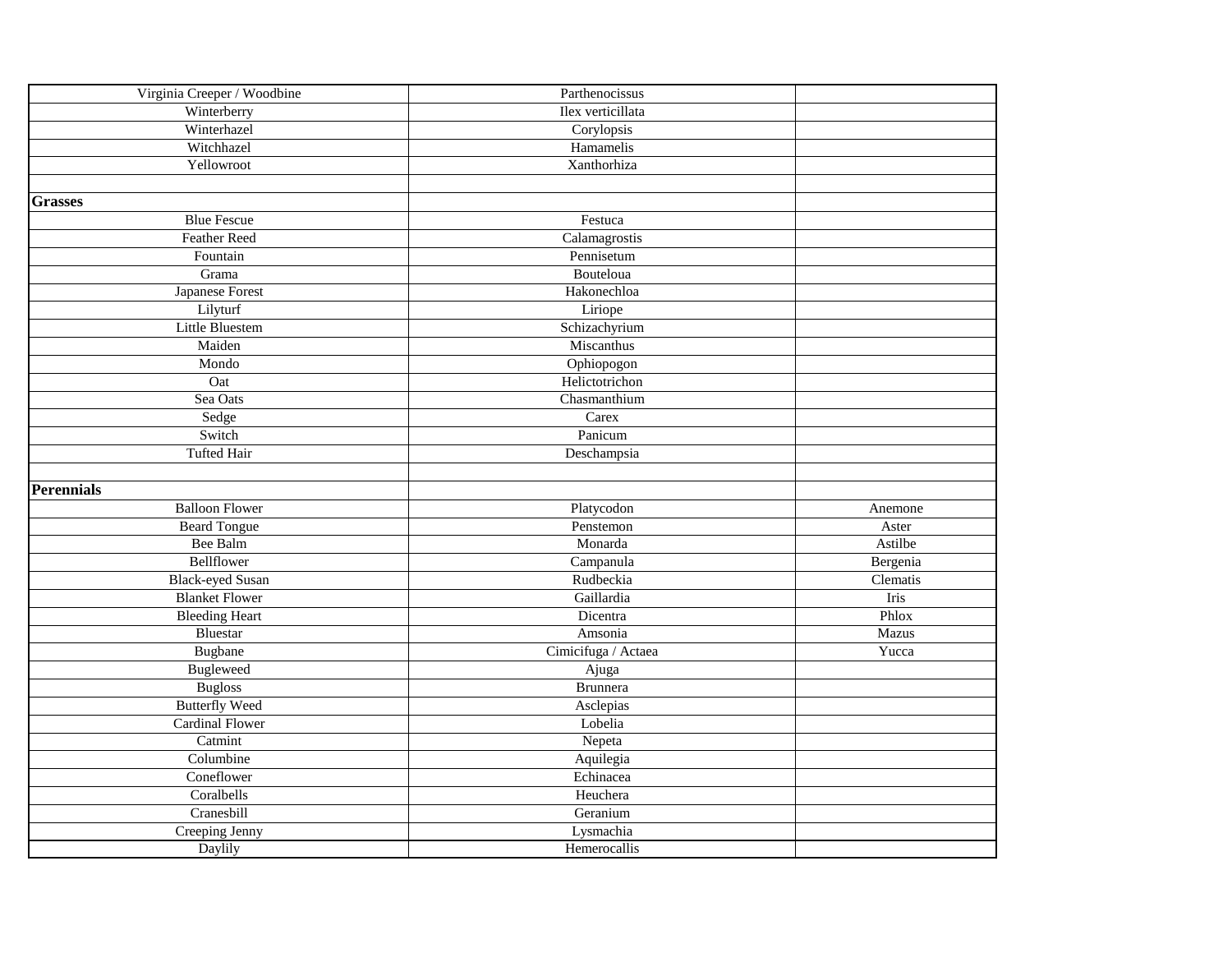| | | |
|---|---|---|
| Virginia Creeper / Woodbine | Parthenocissus | |
| Winterberry | Ilex verticillata | |
| Winterhazel | Corylopsis | |
| Witchhazel | Hamamelis | |
| Yellowroot | Xanthorhiza | |
| | | |
| **Grasses** | | |
| Blue Fescue | Festuca | |
| Feather Reed | Calamagrostis | |
| Fountain | Pennisetum | |
| Grama | Bouteloua | |
| Japanese Forest | Hakonechloa | |
| Lilyturf | Liriope | |
| Little Bluestem | Schizachyrium | |
| Maiden | Miscanthus | |
| Mondo | Ophiopogon | |
| Oat | Helictotrichon | |
| Sea Oats | Chasmanthium | |
| Sedge | Carex | |
| Switch | Panicum | |
| Tufted Hair | Deschampsia | |
| | | |
| **Perennials** | | |
| Balloon Flower | Platycodon | Anemone |
| Beard Tongue | Penstemon | Aster |
| Bee Balm | Monarda | Astilbe |
| Bellflower | Campanula | Bergenia |
| Black-eyed Susan | Rudbeckia | Clematis |
| Blanket Flower | Gaillardia | Iris |
| Bleeding Heart | Dicentra | Phlox |
| Bluestar | Amsonia | Mazus |
| Bugbane | Cimicifuga / Actaea | Yucca |
| Bugleweed | Ajuga | |
| Bugloss | Brunnera | |
| Butterfly Weed | Asclepias | |
| Cardinal Flower | Lobelia | |
| Catmint | Nepeta | |
| Columbine | Aquilegia | |
| Coneflower | Echinacea | |
| Coralbells | Heuchera | |
| Cranesbill | Geranium | |
| Creeping Jenny | Lysmachia | |
| Daylily | Hemerocallis | |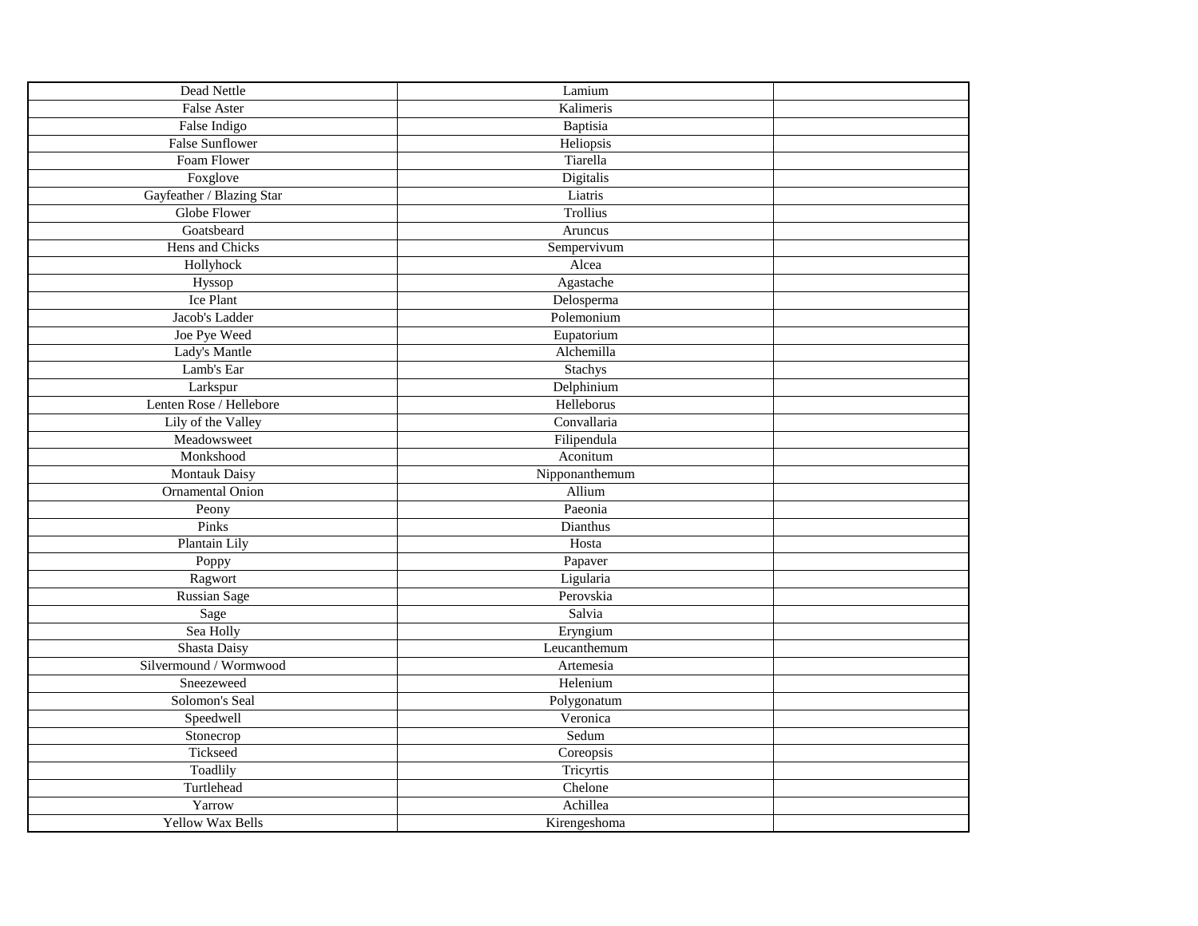| | | |
|---|---|---|
| Dead Nettle | Lamium | |
| False Aster | Kalimeris | |
| False Indigo | Baptisia | |
| False Sunflower | Heliopsis | |
| Foam Flower | Tiarella | |
| Foxglove | Digitalis | |
| Gayfeather / Blazing Star | Liatris | |
| Globe Flower | Trollius | |
| Goatsbeard | Aruncus | |
| Hens and Chicks | Sempervivum | |
| Hollyhock | Alcea | |
| Hyssop | Agastache | |
| Ice Plant | Delosperma | |
| Jacob's Ladder | Polemonium | |
| Joe Pye Weed | Eupatorium | |
| Lady's Mantle | Alchemilla | |
| Lamb's Ear | Stachys | |
| Larkspur | Delphinium | |
| Lenten Rose / Hellebore | Helleborus | |
| Lily of the Valley | Convallaria | |
| Meadowsweet | Filipendula | |
| Monkshood | Aconitum | |
| Montauk Daisy | Nipponanthemum | |
| Ornamental Onion | Allium | |
| Peony | Paeonia | |
| Pinks | Dianthus | |
| Plantain Lily | Hosta | |
| Poppy | Papaver | |
| Ragwort | Ligularia | |
| Russian Sage | Perovskia | |
| Sage | Salvia | |
| Sea Holly | Eryngium | |
| Shasta Daisy | Leucanthemum | |
| Silvermound / Wormwood | Artemesia | |
| Sneezeweed | Helenium | |
| Solomon's Seal | Polygonatum | |
| Speedwell | Veronica | |
| Stonecrop | Sedum | |
| Tickseed | Coreopsis | |
| Toadlily | Tricyrtis | |
| Turtlehead | Chelone | |
| Yarrow | Achillea | |
| Yellow Wax Bells | Kirengeshoma | |